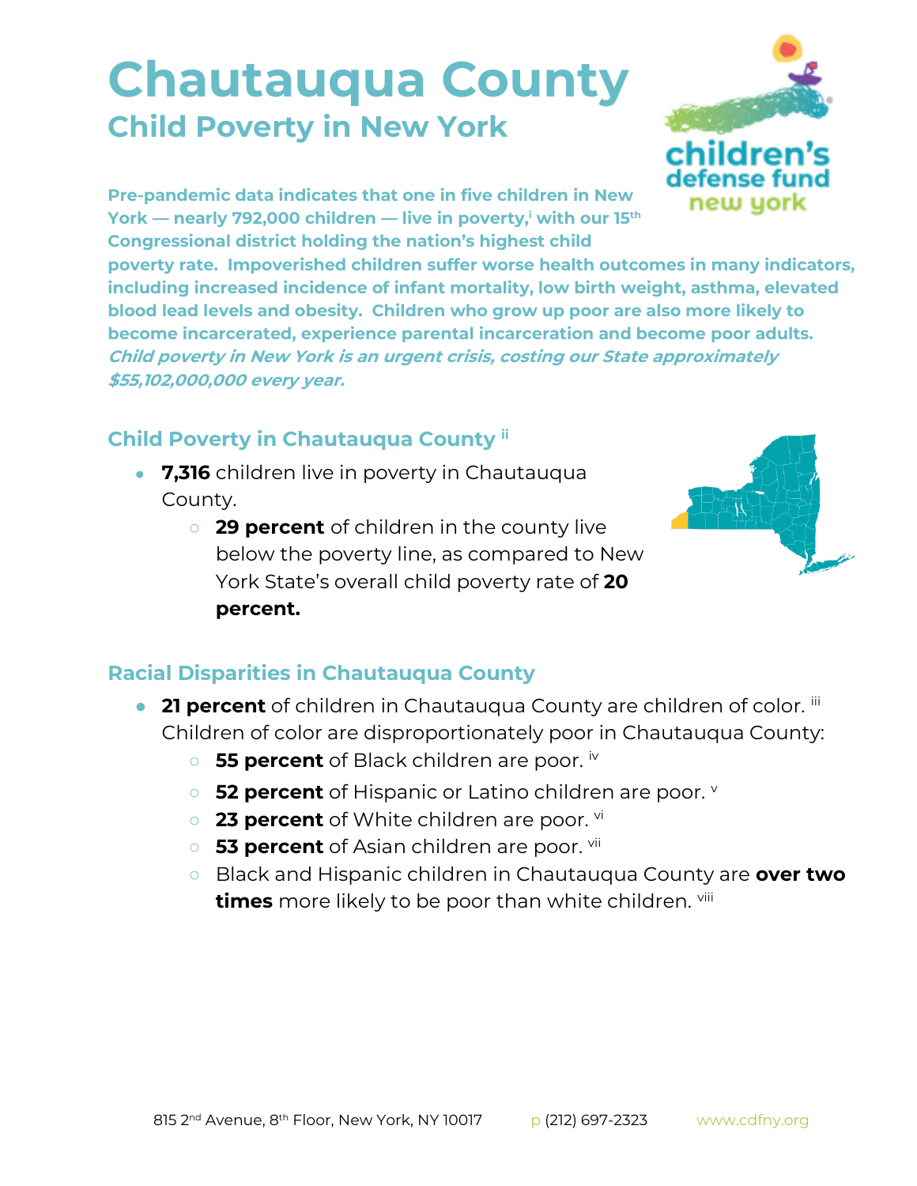# Chautauqua County

## Child Poverty in New York

**Pre-pandemic data indicates that one in five children in New York — nearly 792,000 children — live in poverty,[i] with our 15th Congressional district holding the nation's highest child poverty rate. Impoverished children suffer worse health outcomes in many indicators, including increased incidence of infant mortality, low birth weight, asthma, elevated blood lead levels and obesity. Children who grow up poor are also more likely to become incarcerated, experience parental incarceration and become poor adults.** ***Child poverty in New York is an urgent crisis, costing our State approximately $55,102,000,000 every year.***

### Child Poverty in Chautauqua County [ii]

- **7,316** children live in poverty in Chautauqua County.
  - **29 percent** of children in the county live below the poverty line, as compared to New York State's overall child poverty rate of **20 percent.**

### Racial Disparities in Chautauqua County

- **21 percent** of children in Chautauqua County are children of color. [iii] Children of color are disproportionately poor in Chautauqua County:
  - **55 percent** of Black children are poor. [iv]
  - **52 percent** of Hispanic or Latino children are poor. [v]
  - **23 percent** of White children are poor. [vi]
  - **53 percent** of Asian children are poor. [vii]
  - Black and Hispanic children in Chautauqua County are **over two times** more likely to be poor than white children. [viii]

815 2nd Avenue, 8th Floor, New York, NY 10017 p (212) 697-2323 www.cdfny.org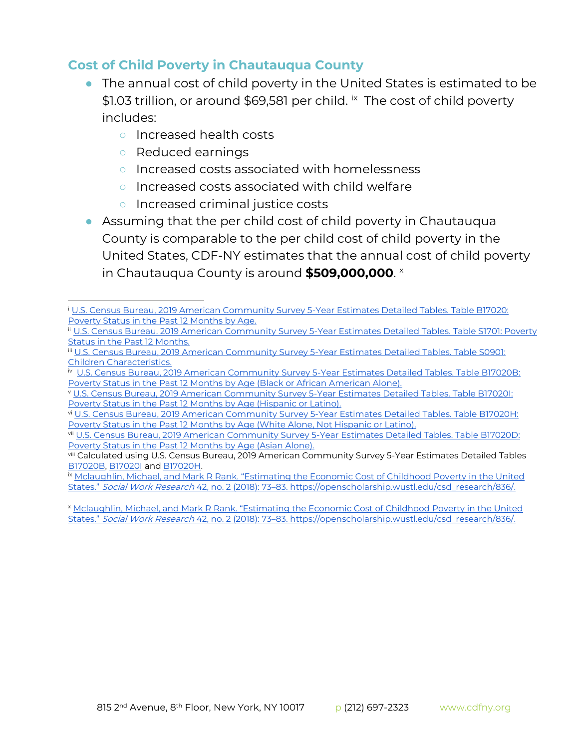## Cost of Child Poverty in Chautauqua County

- The annual cost of child poverty in the United States is estimated to be $1.03 trillion, or around $69,581 per child. [ix] The cost of child poverty includes:
    - Increased health costs
    - Reduced earnings
    - Increased costs associated with homelessness
    - Increased costs associated with child welfare
    - Increased criminal justice costs
- Assuming that the per child cost of child poverty in Chautauqua County is comparable to the per child cost of child poverty in the United States, CDF-NY estimates that the annual cost of child poverty in Chautauqua County is around **$509,000,000**. [x]

---

[i] U.S. Census Bureau, 2019 American Community Survey 5-Year Estimates Detailed Tables. Table B17020: Poverty Status in the Past 12 Months by Age.

[ii] U.S. Census Bureau, 2019 American Community Survey 5-Year Estimates Detailed Tables. Table S1701: Poverty Status in the Past 12 Months.

[iii] U.S. Census Bureau, 2019 American Community Survey 5-Year Estimates Detailed Tables. Table S0901: Children Characteristics.

[iv] U.S. Census Bureau, 2019 American Community Survey 5-Year Estimates Detailed Tables. Table B17020B: Poverty Status in the Past 12 Months by Age (Black or African American Alone).

[v] U.S. Census Bureau, 2019 American Community Survey 5-Year Estimates Detailed Tables. Table B17020I: Poverty Status in the Past 12 Months by Age (Hispanic or Latino).

[vi] U.S. Census Bureau, 2019 American Community Survey 5-Year Estimates Detailed Tables. Table B17020H: Poverty Status in the Past 12 Months by Age (White Alone, Not Hispanic or Latino).

[vii] U.S. Census Bureau, 2019 American Community Survey 5-Year Estimates Detailed Tables. Table B17020D: Poverty Status in the Past 12 Months by Age (Asian Alone).

[viii] Calculated using U.S. Census Bureau, 2019 American Community Survey 5-Year Estimates Detailed Tables B17020B, B17020I and B17020H.

[ix] Mclaughlin, Michael, and Mark R Rank. "Estimating the Economic Cost of Childhood Poverty in the United States." *Social Work Research* 42, no. 2 (2018): 73–83. https://openscholarship.wustl.edu/csd_research/836/.

[x] Mclaughlin, Michael, and Mark R Rank. "Estimating the Economic Cost of Childhood Poverty in the United States." *Social Work Research* 42, no. 2 (2018): 73–83. https://openscholarship.wustl.edu/csd_research/836/.

815 2nd Avenue, 8th Floor, New York, NY 10017 p (212) 697-2323 www.cdfny.org